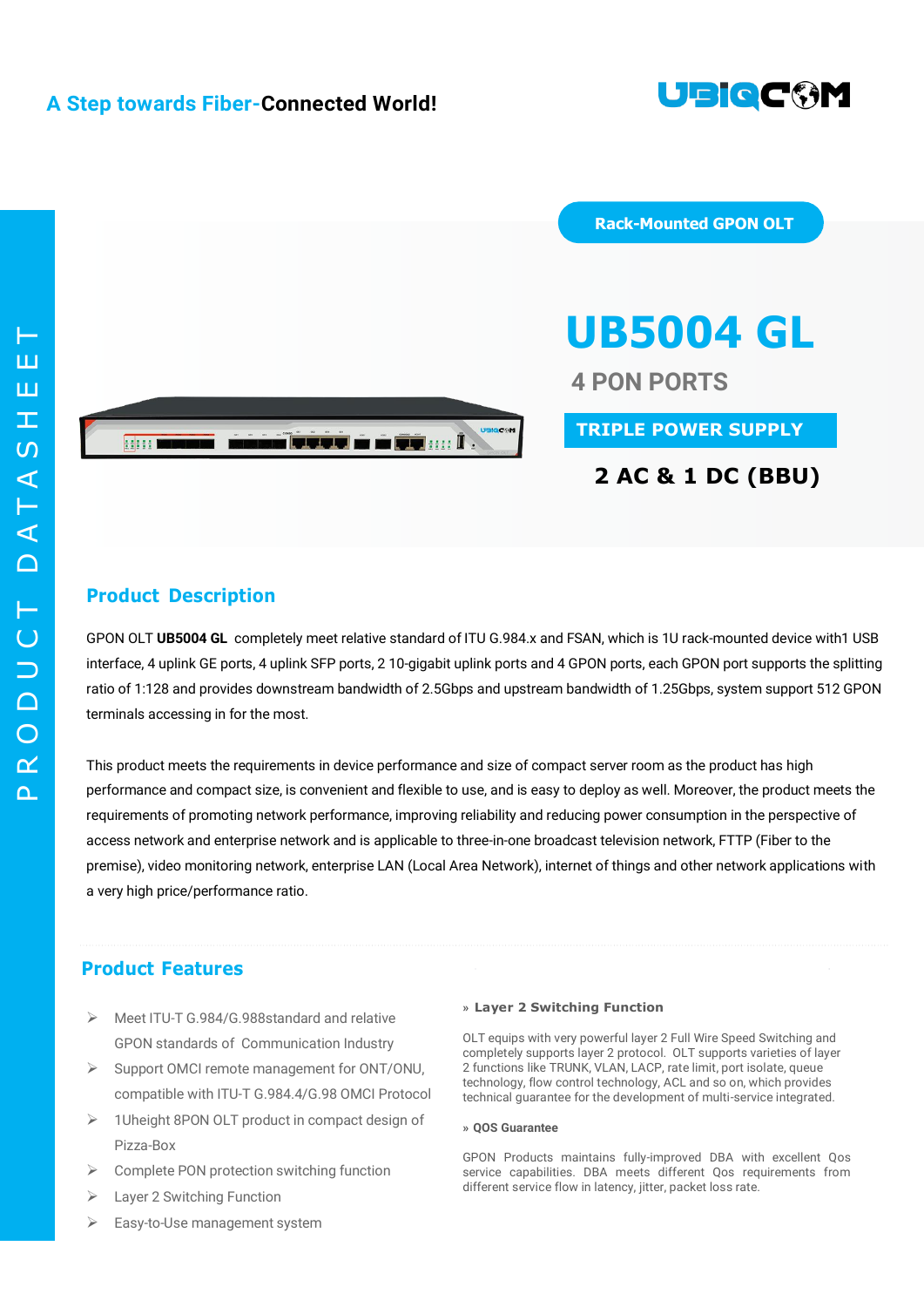A Step towards Fiber-Connected World!

PRODUCT DATASHEET

Rack-Mounted GPON OLT

# UB5004 GL

## 4 PON PORTS

**TRIPLE POWER SUPPLY**

**2 AC & 1 DC (BBU)**

## Product Description

GPON OLT **UB5004 GL** completely meet relative standard of ITU G.984.x and FSAN, which is 1U rack-mounted device with1 USB interface, 4 uplink GE ports, 4 uplink SFP ports, 2 10-gigabit uplink ports and 4 GPON ports, each GPON port supports the splitting ratio of 1:128 and provides downstream bandwidth of 2.5Gbps and upstream bandwidth of 1.25Gbps, system support 512 GPON terminals accessing in for the most.

This product meets the requirements in device performance and size of compact server room as the product has high performance and compact size, is convenient and flexible to use, and is easy to deploy as well. Moreover, the product meets the requirements of promoting network performance, improving reliability and reducing power consumption in the perspective of access network and enterprise network and is applicable to three-in-one broadcast television network, FTTP (Fiber to the premise), video monitoring network, enterprise LAN (Local Area Network), internet of things and other network applications with a very high price/performance ratio.

## Product Features

- Meet ITU-T G.984/G.988standard and relative GPON standards of Communication Industry
- Support OMCI remote management for ONT/ONU, compatible with ITU-T G.984.4/G.98 OMCI Protocol
- 1Uheight 8PON OLT product in compact design of Pizza-Box
- Complete PON protection switching function
- Layer 2 Switching Function
- Easy-to-Use management system

### » Layer 2 Switching Function

OLT equips with very powerful layer 2 Full Wire Speed Switching and completely supports layer 2 protocol. OLT supports varieties of layer 2 functions like TRUNK, VLAN, LACP, rate limit, port isolate, queue technology, flow control technology, ACL and so on, which provides technical guarantee for the development of multi-service integrated.

### » QOS Guarantee

GPON Products maintains fully-improved DBA with excellent Qos service capabilities. DBA meets different Qos requirements from different service flow in latency, jitter, packet loss rate.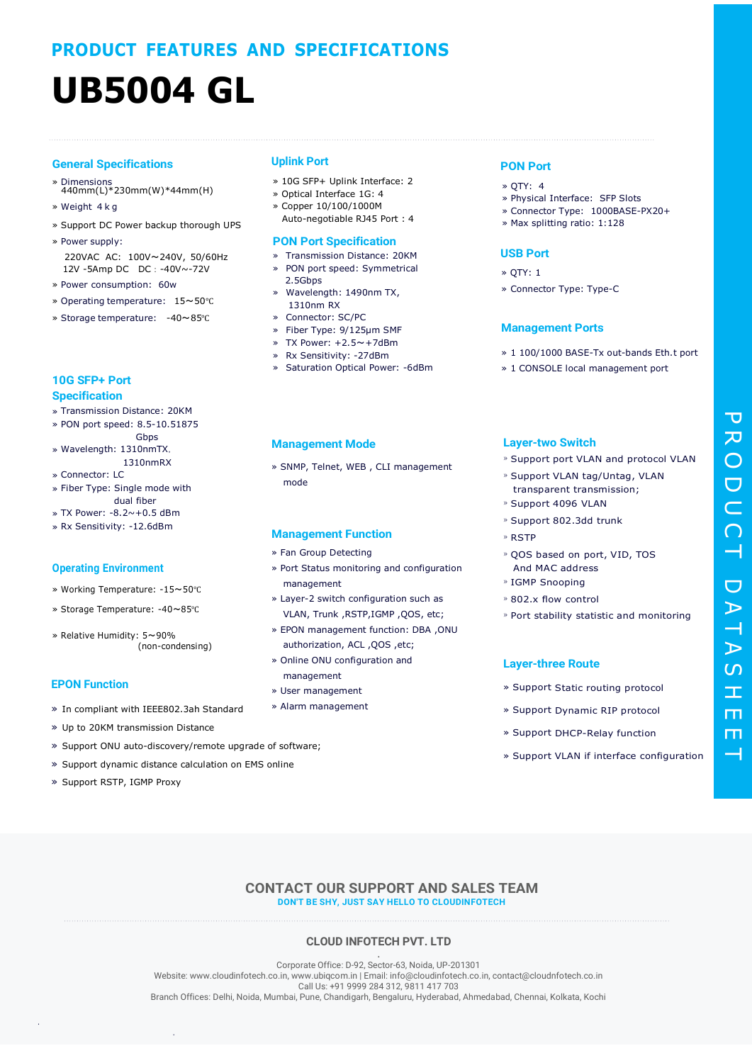# PRODUCT FEATURES AND SPECIFICATIONS

# UB5004 GL

## General Specifications

- Dimensions 440mm(L)*230mm(W)*44mm(H)
- Weight 4 k g
- Support DC Power backup thorough UPS
- Power supply:
  220VAC AC: 100V~240V, 50/60Hz
  12V -5Amp DC DC : -40V~-72V
- Power consumption: 60w
- Operating temperature: 15~50℃
- Storage temperature: -40~85℃

## 10G SFP+ Port Specification

- Transmission Distance: 20KM
- PON port speed: 8.5-10.51875 Gbps
- Wavelength: 1310nmTX, 1310nmRX
- Connector: LC
- Fiber Type: Single mode with dual fiber
- TX Power: -8.2~+0.5 dBm
- Rx Sensitivity: -12.6dBm

## Operating Environment

- Working Temperature: -15~50℃
- Storage Temperature: -40~85℃
- Relative Humidity: 5~90% (non-condensing)

## EPON Function

- In compliant with IEEE802.3ah Standard
- Up to 20KM transmission Distance
- Support ONU auto-discovery/remote upgrade of software;
- Support dynamic distance calculation on EMS online
- Support RSTP, IGMP Proxy

## Uplink Port

- 10G SFP+ Uplink Interface: 2
- Optical Interface 1G: 4
- Copper 10/100/1000M Auto-negotiable RJ45 Port : 4

## PON Port Specification

- Transmission Distance: 20KM
- PON port speed: Symmetrical 2.5Gbps
- Wavelength: 1490nm TX, 1310nm RX
- Connector: SC/PC
- Fiber Type: 9/125μm SMF
- TX Power: +2.5~+7dBm
- Rx Sensitivity: -27dBm
- Saturation Optical Power: -6dBm

## Management Mode

- SNMP, Telnet, WEB , CLI management mode

## Management Function

- Fan Group Detecting
- Port Status monitoring and configuration management
- Layer-2 switch configuration such as VLAN, Trunk ,RSTP,IGMP ,QOS, etc;
- EPON management function: DBA ,ONU authorization, ACL ,QOS ,etc;
- Online ONU configuration and management
- User management
- Alarm management

## PON Port

- QTY: 4
- Physical Interface: SFP Slots
- Connector Type: 1000BASE-PX20+
- Max splitting ratio: 1:128

## USB Port

- QTY: 1
- Connector Type: Type-C

## Management Ports

- 1 100/1000 BASE-Tx out-bands Eth.t port
- 1 CONSOLE local management port

## Layer-two Switch

- Support port VLAN and protocol VLAN
- Support VLAN tag/Untag, VLAN transparent transmission;
- Support 4096 VLAN
- Support 802.3dd trunk
- RSTP
- QOS based on port, VID, TOS And MAC address
- IGMP Snooping
- 802.x flow control
- Port stability statistic and monitoring

## Layer-three Route

- Support Static routing protocol
- Support Dynamic RIP protocol
- Support DHCP-Relay function
- Support VLAN if interface configuration

PRODUCT DATASHEET

## CONTACT OUR SUPPORT AND SALES TEAM

DON'T BE SHY, JUST SAY HELLO TO CLOUDINFOTECH

### CLOUD INFOTECH PVT. LTD

Corporate Office: D-92, Sector-63, Noida, UP-201301
Website: www.cloudinfotech.co.in, www.ubiqcom.in | Email: info@cloudinfotech.co.in, contact@cloudnfotech.co.in
Call Us: +91 9999 284 312, 9811 417 703
Branch Offices: Delhi, Noida, Mumbai, Pune, Chandigarh, Bengaluru, Hyderabad, Ahmedabad, Chennai, Kolkata, Kochi